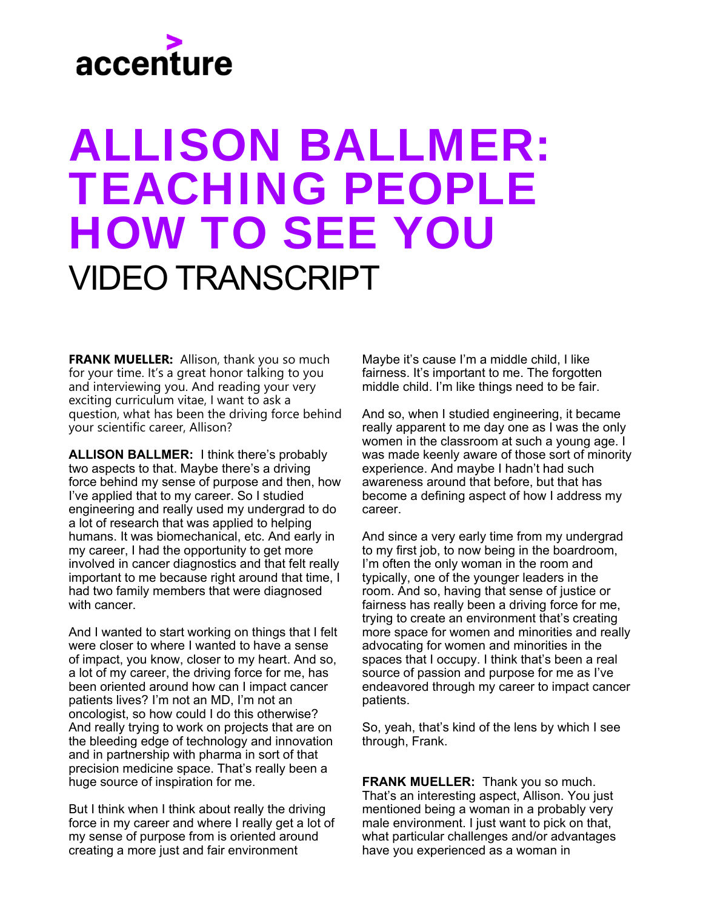accenture

# ALLISON BALLMER: TEACHING PEOPLE HOW TO SEE YOU

VIDEO TRANSCRIPT

**FRANK MUELLER:** Allison, thank you so much for your time. It's a great honor talking to you and interviewing you. And reading your very exciting curriculum vitae, I want to ask a question, what has been the driving force behind your scientific career, Allison?

**ALLISON BALLMER:** I think there's probably two aspects to that. Maybe there's a driving force behind my sense of purpose and then, how I've applied that to my career. So I studied engineering and really used my undergrad to do a lot of research that was applied to helping humans. It was biomechanical, etc. And early in my career, I had the opportunity to get more involved in cancer diagnostics and that felt really important to me because right around that time, I had two family members that were diagnosed with cancer.

And I wanted to start working on things that I felt were closer to where I wanted to have a sense of impact, you know, closer to my heart. And so, a lot of my career, the driving force for me, has been oriented around how can I impact cancer patients lives? I'm not an MD, I'm not an oncologist, so how could I do this otherwise? And really trying to work on projects that are on the bleeding edge of technology and innovation and in partnership with pharma in sort of that precision medicine space. That's really been a huge source of inspiration for me.

But I think when I think about really the driving force in my career and where I really get a lot of my sense of purpose from is oriented around creating a more just and fair environment Maybe it's cause I'm a middle child, I like fairness. It's important to me. The forgotten middle child. I'm like things need to be fair.

And so, when I studied engineering, it became really apparent to me day one as I was the only women in the classroom at such a young age. I was made keenly aware of those sort of minority experience. And maybe I hadn't had such awareness around that before, but that has become a defining aspect of how I address my career.

And since a very early time from my undergrad to my first job, to now being in the boardroom, I'm often the only woman in the room and typically, one of the younger leaders in the room. And so, having that sense of justice or fairness has really been a driving force for me, trying to create an environment that's creating more space for women and minorities and really advocating for women and minorities in the spaces that I occupy. I think that's been a real source of passion and purpose for me as I've endeavored through my career to impact cancer patients.

So, yeah, that's kind of the lens by which I see through, Frank.

**FRANK MUELLER:** Thank you so much. That's an interesting aspect, Allison. You just mentioned being a woman in a probably very male environment. I just want to pick on that, what particular challenges and/or advantages have you experienced as a woman in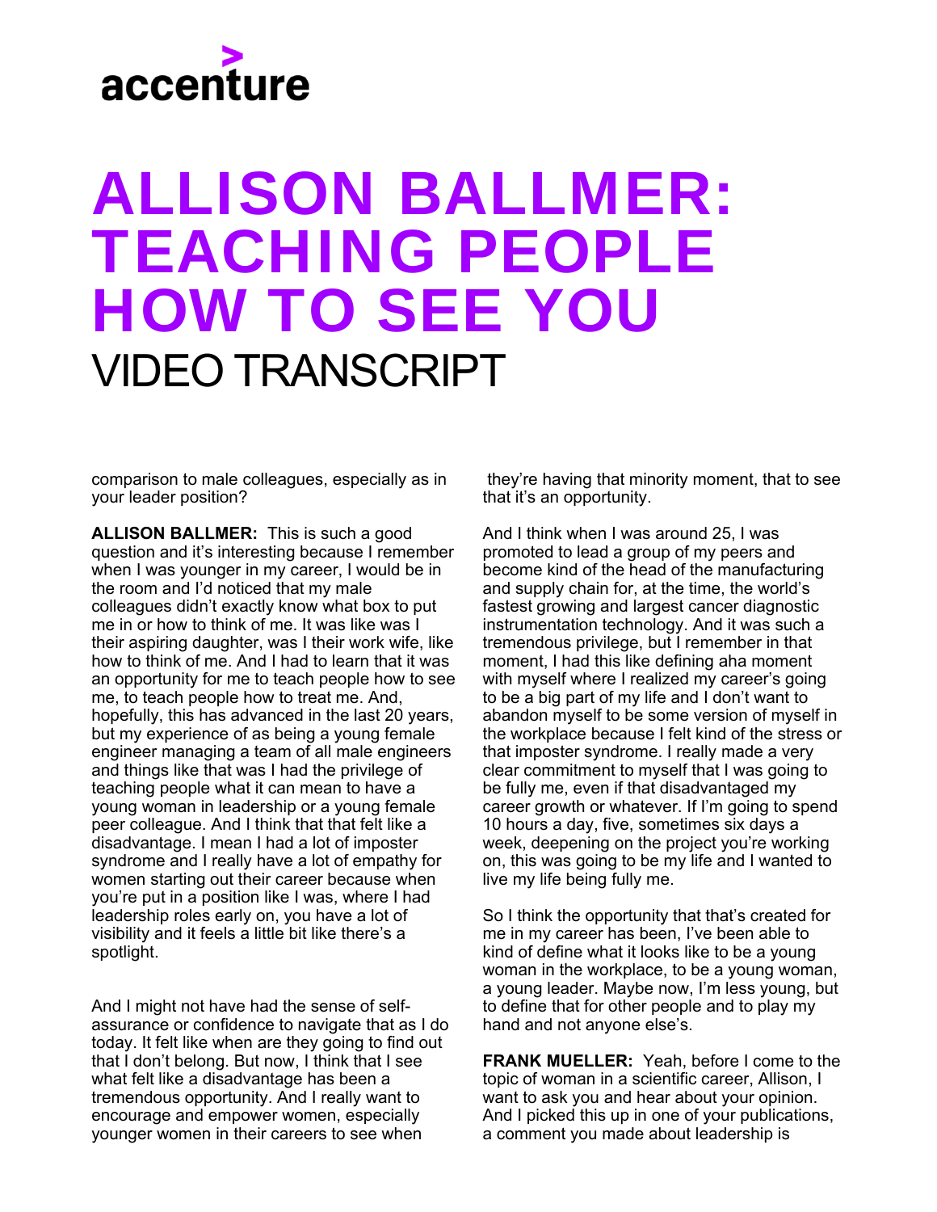comparison to male colleagues, especially as in your leader position?

**ALLISON BALLMER:** This is such a good question and it's interesting because I remember when I was younger in my career, I would be in the room and I'd noticed that my male colleagues didn't exactly know what box to put me in or how to think of me. It was like was I their aspiring daughter, was I their work wife, like how to think of me. And I had to learn that it was an opportunity for me to teach people how to see me, to teach people how to treat me. And, hopefully, this has advanced in the last 20 years, but my experience of as being a young female engineer managing a team of all male engineers and things like that was I had the privilege of teaching people what it can mean to have a young woman in leadership or a young female peer colleague. And I think that that felt like a disadvantage. I mean I had a lot of imposter syndrome and I really have a lot of empathy for women starting out their career because when you're put in a position like I was, where I had leadership roles early on, you have a lot of visibility and it feels a little bit like there's a spotlight.

And I might not have had the sense of self-assurance or confidence to navigate that as I do today. It felt like when are they going to find out that I don't belong. But now, I think that I see what felt like a disadvantage has been a tremendous opportunity. And I really want to encourage and empower women, especially younger women in their careers to see when they're having that minority moment, that to see that it's an opportunity.

And I think when I was around 25, I was promoted to lead a group of my peers and become kind of the head of the manufacturing and supply chain for, at the time, the world's fastest growing and largest cancer diagnostic instrumentation technology. And it was such a tremendous privilege, but I remember in that moment, I had this like defining aha moment with myself where I realized my career's going to be a big part of my life and I don't want to abandon myself to be some version of myself in the workplace because I felt kind of the stress or that imposter syndrome. I really made a very clear commitment to myself that I was going to be fully me, even if that disadvantaged my career growth or whatever. If I'm going to spend 10 hours a day, five, sometimes six days a week, deepening on the project you're working on, this was going to be my life and I wanted to live my life being fully me.

So I think the opportunity that that's created for me in my career has been, I've been able to kind of define what it looks like to be a young woman in the workplace, to be a young woman, a young leader. Maybe now, I'm less young, but to define that for other people and to play my hand and not anyone else's.

**FRANK MUELLER:** Yeah, before I come to the topic of woman in a scientific career, Allison, I want to ask you and hear about your opinion. And I picked this up in one of your publications, a comment you made about leadership is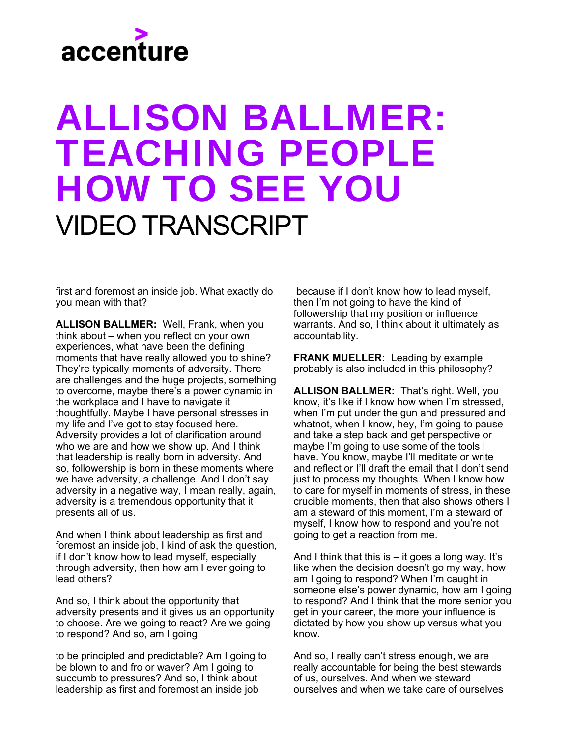first and foremost an inside job. What exactly do you mean with that?

**ALLISON BALLMER:** Well, Frank, when you think about – when you reflect on your own experiences, what have been the defining moments that have really allowed you to shine? They're typically moments of adversity. There are challenges and the huge projects, something to overcome, maybe there's a power dynamic in the workplace and I have to navigate it thoughtfully. Maybe I have personal stresses in my life and I've got to stay focused here. Adversity provides a lot of clarification around who we are and how we show up. And I think that leadership is really born in adversity. And so, followership is born in these moments where we have adversity, a challenge. And I don't say adversity in a negative way, I mean really, again, adversity is a tremendous opportunity that it presents all of us.

And when I think about leadership as first and foremost an inside job, I kind of ask the question, if I don't know how to lead myself, especially through adversity, then how am I ever going to lead others?

And so, I think about the opportunity that adversity presents and it gives us an opportunity to choose. Are we going to react? Are we going to respond? And so, am I going to be principled and predictable? Am I going to be blown to and fro or waver? Am I going to succumb to pressures? And so, I think about leadership as first and foremost an inside job because if I don't know how to lead myself, then I'm not going to have the kind of followership that my position or influence warrants. And so, I think about it ultimately as accountability.

**FRANK MUELLER:** Leading by example probably is also included in this philosophy?

**ALLISON BALLMER:** That's right. Well, you know, it's like if I know how when I'm stressed, when I'm put under the gun and pressured and whatnot, when I know, hey, I'm going to pause and take a step back and get perspective or maybe I'm going to use some of the tools I have. You know, maybe I'll meditate or write and reflect or I'll draft the email that I don't send just to process my thoughts. When I know how to care for myself in moments of stress, in these crucible moments, then that also shows others I am a steward of this moment, I'm a steward of myself, I know how to respond and you're not going to get a reaction from me.

And I think that this is – it goes a long way. It's like when the decision doesn't go my way, how am I going to respond? When I'm caught in someone else's power dynamic, how am I going to respond? And I think that the more senior you get in your career, the more your influence is dictated by how you show up versus what you know.

And so, I really can't stress enough, we are really accountable for being the best stewards of us, ourselves. And when we steward ourselves and when we take care of ourselves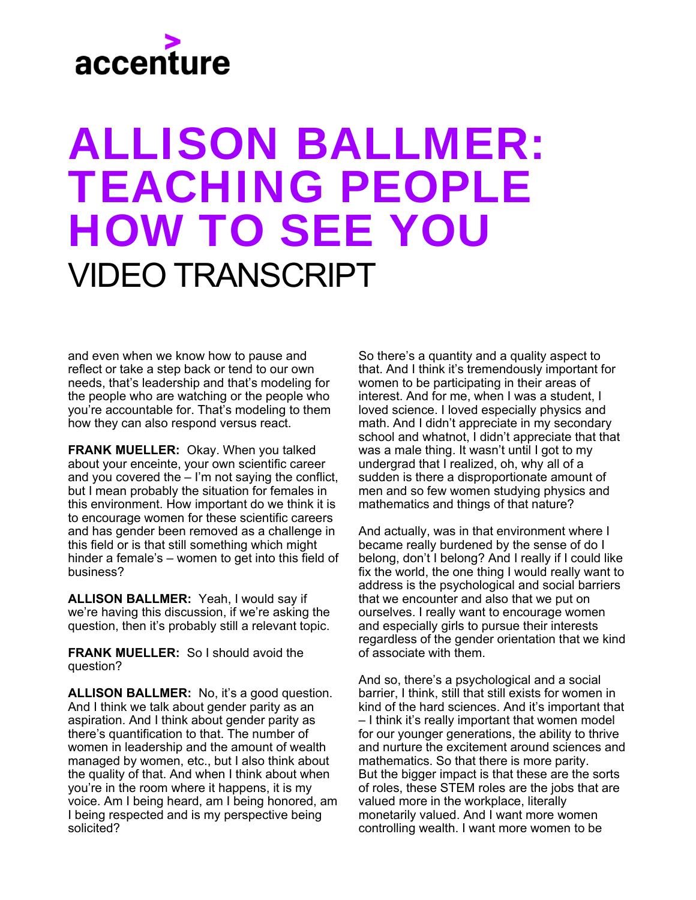# ALLISON BALLMER: TEACHING PEOPLE HOW TO SEE YOU

VIDEO TRANSCRIPT

and even when we know how to pause and reflect or take a step back or tend to our own needs, that's leadership and that's modeling for the people who are watching or the people who you're accountable for. That's modeling to them how they can also respond versus react.

**FRANK MUELLER:** Okay. When you talked about your enceinte, your own scientific career and you covered the – I'm not saying the conflict, but I mean probably the situation for females in this environment. How important do we think it is to encourage women for these scientific careers and has gender been removed as a challenge in this field or is that still something which might hinder a female's – women to get into this field of business?

**ALLISON BALLMER:** Yeah, I would say if we're having this discussion, if we're asking the question, then it's probably still a relevant topic.

**FRANK MUELLER:** So I should avoid the question?

**ALLISON BALLMER:** No, it's a good question. And I think we talk about gender parity as an aspiration. And I think about gender parity as there's quantification to that. The number of women in leadership and the amount of wealth managed by women, etc., but I also think about the quality of that. And when I think about when you're in the room where it happens, it is my voice. Am I being heard, am I being honored, am I being respected and is my perspective being solicited?

So there's a quantity and a quality aspect to that. And I think it's tremendously important for women to be participating in their areas of interest. And for me, when I was a student, I loved science. I loved especially physics and math. And I didn't appreciate in my secondary school and whatnot, I didn't appreciate that that was a male thing. It wasn't until I got to my undergrad that I realized, oh, why all of a sudden is there a disproportionate amount of men and so few women studying physics and mathematics and things of that nature?

And actually, was in that environment where I became really burdened by the sense of do I belong, don't I belong? And I really if I could like fix the world, the one thing I would really want to address is the psychological and social barriers that we encounter and also that we put on ourselves. I really want to encourage women and especially girls to pursue their interests regardless of the gender orientation that we kind of associate with them.

And so, there's a psychological and a social barrier, I think, still that still exists for women in kind of the hard sciences. And it's important that – I think it's really important that women model for our younger generations, the ability to thrive and nurture the excitement around sciences and mathematics. So that there is more parity. But the bigger impact is that these are the sorts of roles, these STEM roles are the jobs that are valued more in the workplace, literally monetarily valued. And I want more women controlling wealth. I want more women to be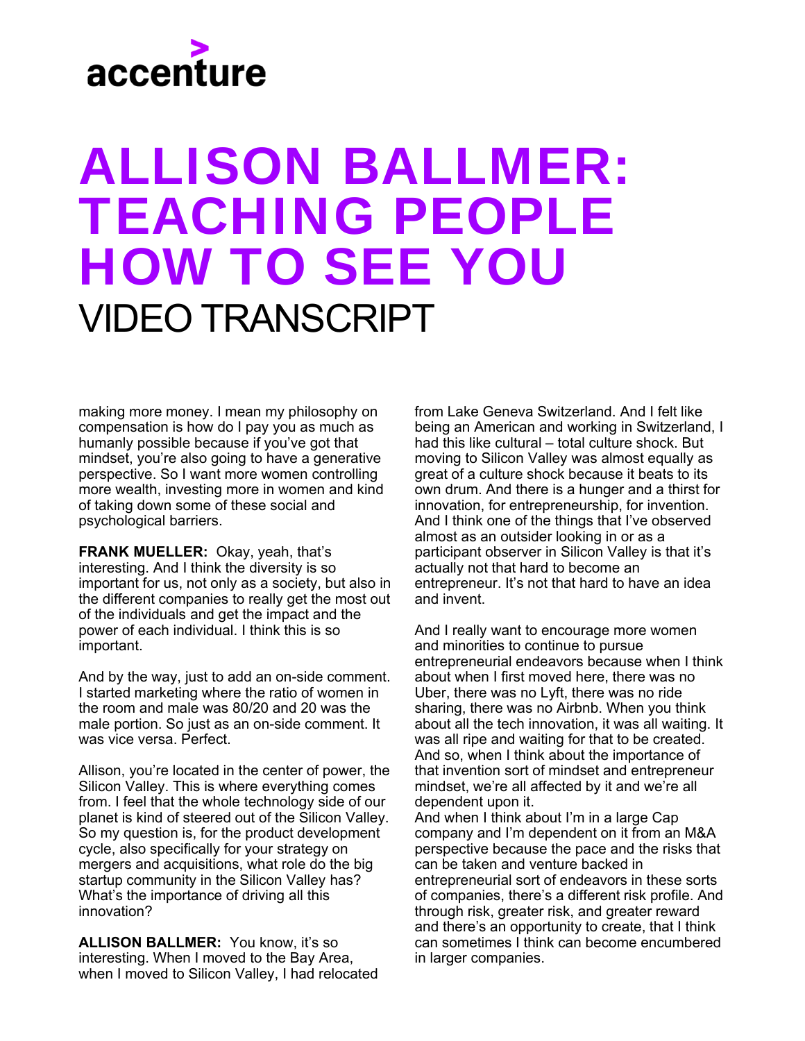making more money. I mean my philosophy on compensation is how do I pay you as much as humanly possible because if you've got that mindset, you're also going to have a generative perspective. So I want more women controlling more wealth, investing more in women and kind of taking down some of these social and psychological barriers.

**FRANK MUELLER:** Okay, yeah, that's interesting. And I think the diversity is so important for us, not only as a society, but also in the different companies to really get the most out of the individuals and get the impact and the power of each individual. I think this is so important.

And by the way, just to add an on-side comment. I started marketing where the ratio of women in the room and male was 80/20 and 20 was the male portion. So just as an on-side comment. It was vice versa. Perfect.

Allison, you're located in the center of power, the Silicon Valley. This is where everything comes from. I feel that the whole technology side of our planet is kind of steered out of the Silicon Valley. So my question is, for the product development cycle, also specifically for your strategy on mergers and acquisitions, what role do the big startup community in the Silicon Valley has? What's the importance of driving all this innovation?

**ALLISON BALLMER:** You know, it's so interesting. When I moved to the Bay Area, when I moved to Silicon Valley, I had relocated from Lake Geneva Switzerland. And I felt like being an American and working in Switzerland, I had this like cultural – total culture shock. But moving to Silicon Valley was almost equally as great of a culture shock because it beats to its own drum. And there is a hunger and a thirst for innovation, for entrepreneurship, for invention. And I think one of the things that I've observed almost as an outsider looking in or as a participant observer in Silicon Valley is that it's actually not that hard to become an entrepreneur. It's not that hard to have an idea and invent.

And I really want to encourage more women and minorities to continue to pursue entrepreneurial endeavors because when I think about when I first moved here, there was no Uber, there was no Lyft, there was no ride sharing, there was no Airbnb. When you think about all the tech innovation, it was all waiting. It was all ripe and waiting for that to be created. And so, when I think about the importance of that invention sort of mindset and entrepreneur mindset, we're all affected by it and we're all dependent upon it.

And when I think about I'm in a large Cap company and I'm dependent on it from an M&A perspective because the pace and the risks that can be taken and venture backed in entrepreneurial sort of endeavors in these sorts of companies, there's a different risk profile. And through risk, greater risk, and greater reward and there's an opportunity to create, that I think can sometimes I think can become encumbered in larger companies.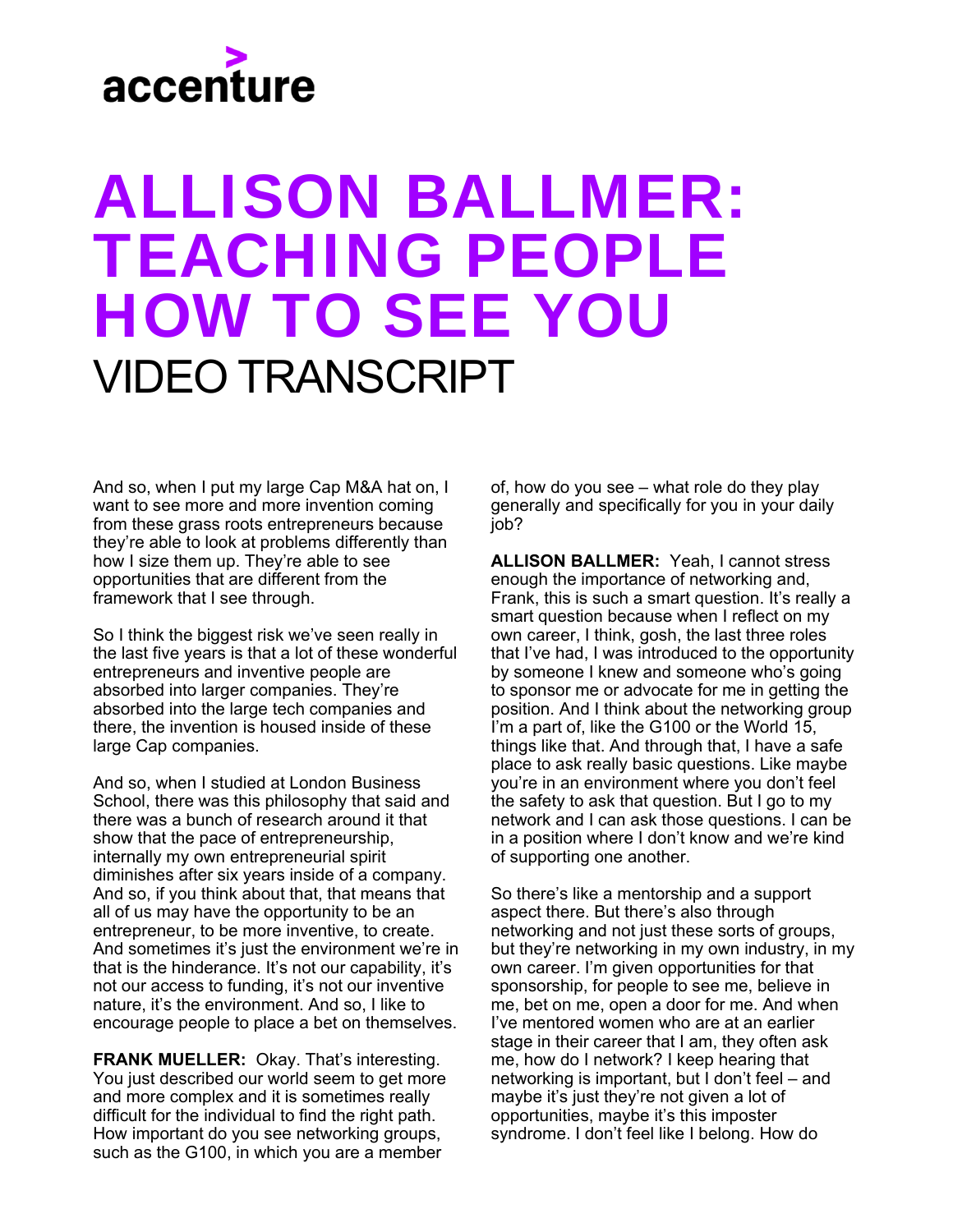# ALLISON BALLMER: TEACHING PEOPLE HOW TO SEE YOU

VIDEO TRANSCRIPT

And so, when I put my large Cap M&A hat on, I want to see more and more invention coming from these grass roots entrepreneurs because they're able to look at problems differently than how I size them up. They're able to see opportunities that are different from the framework that I see through.

So I think the biggest risk we've seen really in the last five years is that a lot of these wonderful entrepreneurs and inventive people are absorbed into larger companies. They're absorbed into the large tech companies and there, the invention is housed inside of these large Cap companies.

And so, when I studied at London Business School, there was this philosophy that said and there was a bunch of research around it that show that the pace of entrepreneurship, internally my own entrepreneurial spirit diminishes after six years inside of a company. And so, if you think about that, that means that all of us may have the opportunity to be an entrepreneur, to be more inventive, to create. And sometimes it's just the environment we're in that is the hinderance. It's not our capability, it's not our access to funding, it's not our inventive nature, it's the environment. And so, I like to encourage people to place a bet on themselves.

**FRANK MUELLER:** Okay. That's interesting. You just described our world seem to get more and more complex and it is sometimes really difficult for the individual to find the right path. How important do you see networking groups, such as the G100, in which you are a member of, how do you see – what role do they play generally and specifically for you in your daily job?

**ALLISON BALLMER:** Yeah, I cannot stress enough the importance of networking and, Frank, this is such a smart question. It's really a smart question because when I reflect on my own career, I think, gosh, the last three roles that I've had, I was introduced to the opportunity by someone I knew and someone who's going to sponsor me or advocate for me in getting the position. And I think about the networking group I'm a part of, like the G100 or the World 15, things like that. And through that, I have a safe place to ask really basic questions. Like maybe you're in an environment where you don't feel the safety to ask that question. But I go to my network and I can ask those questions. I can be in a position where I don't know and we're kind of supporting one another.

So there's like a mentorship and a support aspect there. But there's also through networking and not just these sorts of groups, but they're networking in my own industry, in my own career. I'm given opportunities for that sponsorship, for people to see me, believe in me, bet on me, open a door for me. And when I've mentored women who are at an earlier stage in their career that I am, they often ask me, how do I network? I keep hearing that networking is important, but I don't feel – and maybe it's just they're not given a lot of opportunities, maybe it's this imposter syndrome. I don't feel like I belong. How do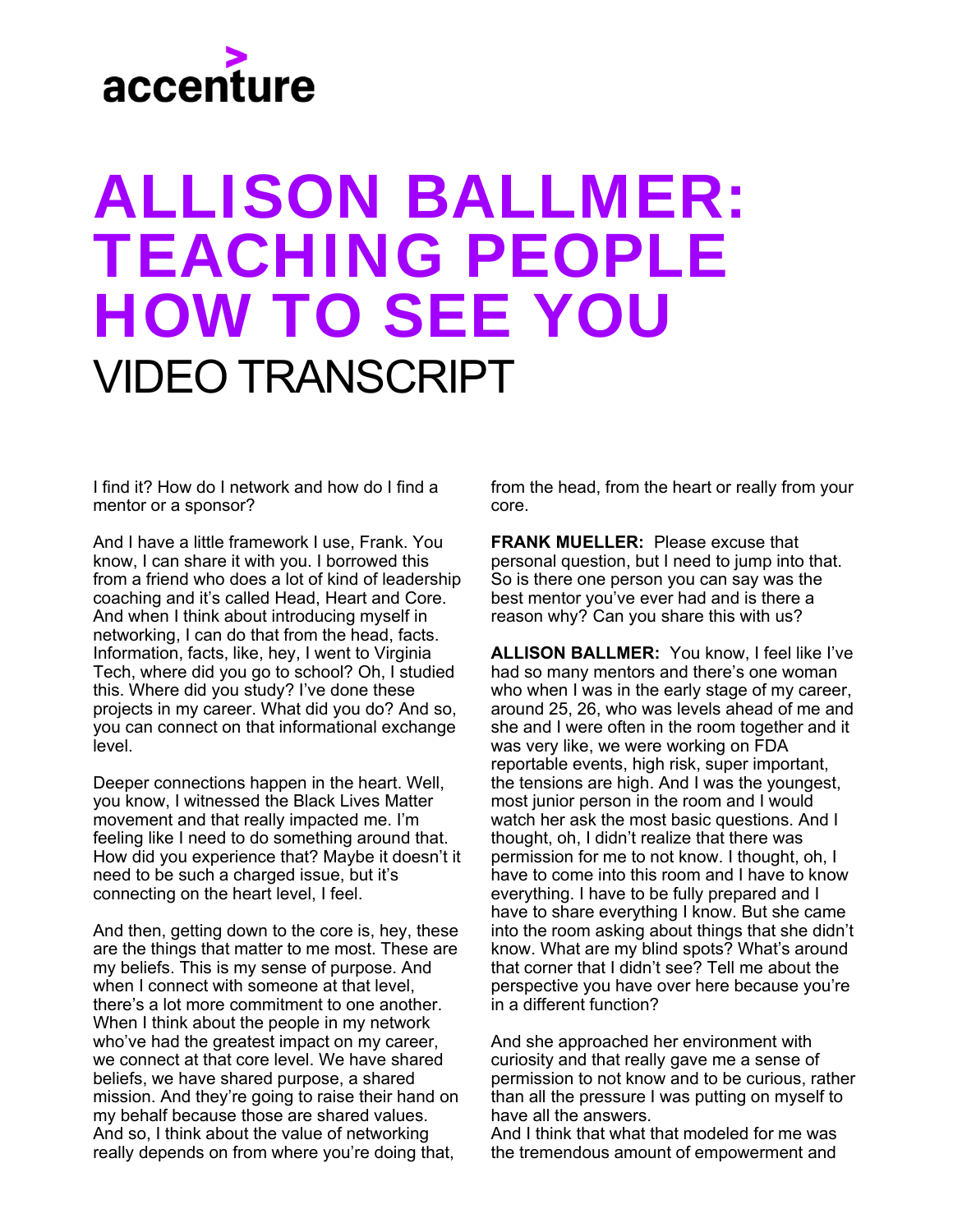I find it? How do I network and how do I find a mentor or a sponsor?

And I have a little framework I use, Frank. You know, I can share it with you. I borrowed this from a friend who does a lot of kind of leadership coaching and it's called Head, Heart and Core. And when I think about introducing myself in networking, I can do that from the head, facts. Information, facts, like, hey, I went to Virginia Tech, where did you go to school? Oh, I studied this. Where did you study? I've done these projects in my career. What did you do? And so, you can connect on that informational exchange level.

Deeper connections happen in the heart. Well, you know, I witnessed the Black Lives Matter movement and that really impacted me. I'm feeling like I need to do something around that. How did you experience that? Maybe it doesn't it need to be such a charged issue, but it's connecting on the heart level, I feel.

And then, getting down to the core is, hey, these are the things that matter to me most. These are my beliefs. This is my sense of purpose. And when I connect with someone at that level, there's a lot more commitment to one another. When I think about the people in my network who've had the greatest impact on my career, we connect at that core level. We have shared beliefs, we have shared purpose, a shared mission. And they're going to raise their hand on my behalf because those are shared values. And so, I think about the value of networking really depends on from where you're doing that, from the head, from the heart or really from your core.

**FRANK MUELLER:** Please excuse that personal question, but I need to jump into that. So is there one person you can say was the best mentor you've ever had and is there a reason why? Can you share this with us?

**ALLISON BALLMER:** You know, I feel like I've had so many mentors and there's one woman who when I was in the early stage of my career, around 25, 26, who was levels ahead of me and she and I were often in the room together and it was very like, we were working on FDA reportable events, high risk, super important, the tensions are high. And I was the youngest, most junior person in the room and I would watch her ask the most basic questions. And I thought, oh, I didn't realize that there was permission for me to not know. I thought, oh, I have to come into this room and I have to know everything. I have to be fully prepared and I have to share everything I know. But she came into the room asking about things that she didn't know. What are my blind spots? What's around that corner that I didn't see? Tell me about the perspective you have over here because you're in a different function?

And she approached her environment with curiosity and that really gave me a sense of permission to not know and to be curious, rather than all the pressure I was putting on myself to have all the answers.
And I think that what that modeled for me was the tremendous amount of empowerment and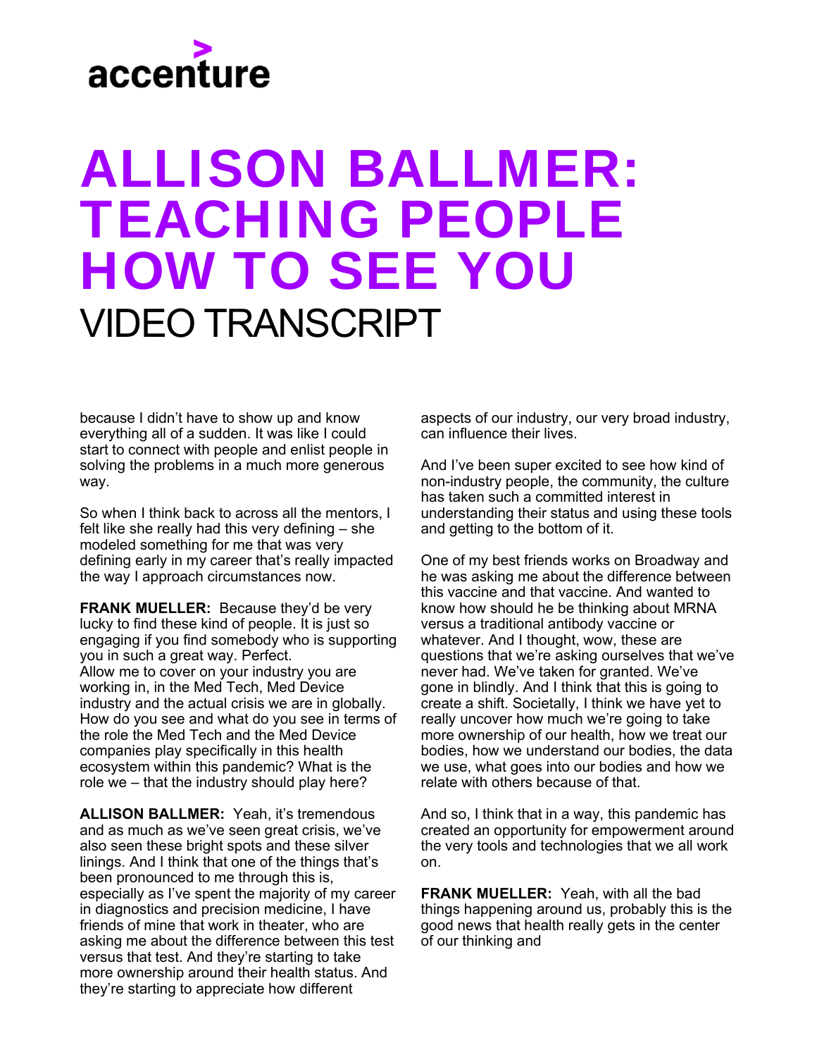# ALLISON BALLMER: TEACHING PEOPLE HOW TO SEE YOU

VIDEO TRANSCRIPT

because I didn't have to show up and know everything all of a sudden. It was like I could start to connect with people and enlist people in solving the problems in a much more generous way.

So when I think back to across all the mentors, I felt like she really had this very defining – she modeled something for me that was very defining early in my career that's really impacted the way I approach circumstances now.

**FRANK MUELLER:** Because they'd be very lucky to find these kind of people. It is just so engaging if you find somebody who is supporting you in such a great way. Perfect.
Allow me to cover on your industry you are working in, in the Med Tech, Med Device industry and the actual crisis we are in globally. How do you see and what do you see in terms of the role the Med Tech and the Med Device companies play specifically in this health ecosystem within this pandemic? What is the role we – that the industry should play here?

**ALLISON BALLMER:** Yeah, it's tremendous and as much as we've seen great crisis, we've also seen these bright spots and these silver linings. And I think that one of the things that's been pronounced to me through this is, especially as I've spent the majority of my career in diagnostics and precision medicine, I have friends of mine that work in theater, who are asking me about the difference between this test versus that test. And they're starting to take more ownership around their health status. And they're starting to appreciate how different aspects of our industry, our very broad industry, can influence their lives.

And I've been super excited to see how kind of non-industry people, the community, the culture has taken such a committed interest in understanding their status and using these tools and getting to the bottom of it.

One of my best friends works on Broadway and he was asking me about the difference between this vaccine and that vaccine. And wanted to know how should he be thinking about MRNA versus a traditional antibody vaccine or whatever. And I thought, wow, these are questions that we're asking ourselves that we've never had. We've taken for granted. We've gone in blindly. And I think that this is going to create a shift. Societally, I think we have yet to really uncover how much we're going to take more ownership of our health, how we treat our bodies, how we understand our bodies, the data we use, what goes into our bodies and how we relate with others because of that.

And so, I think that in a way, this pandemic has created an opportunity for empowerment around the very tools and technologies that we all work on.

**FRANK MUELLER:** Yeah, with all the bad things happening around us, probably this is the good news that health really gets in the center of our thinking and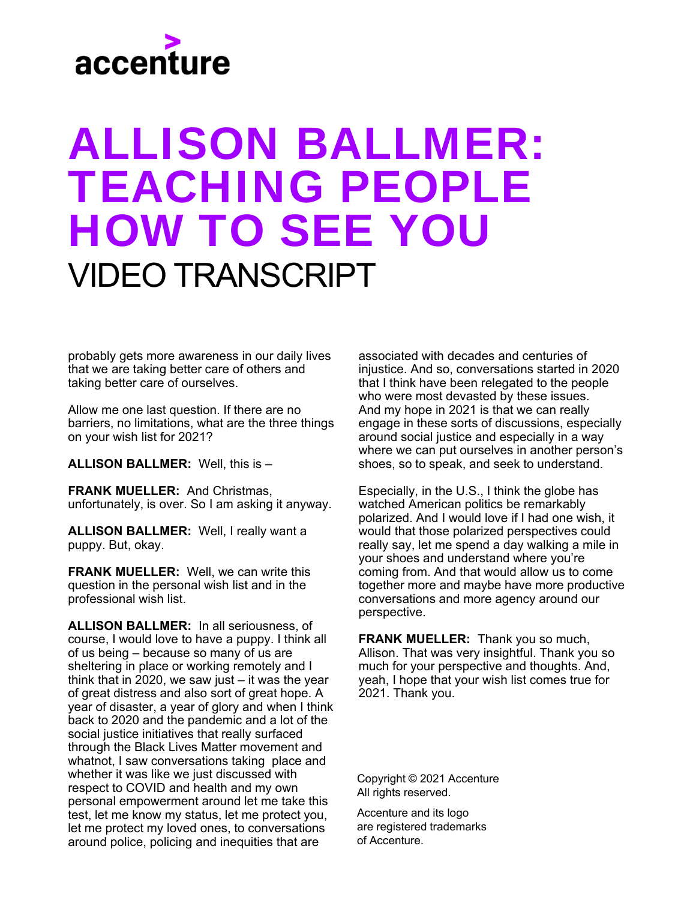# ALLISON BALLMER: TEACHING PEOPLE HOW TO SEE YOU

VIDEO TRANSCRIPT

probably gets more awareness in our daily lives that we are taking better care of others and taking better care of ourselves.

Allow me one last question. If there are no barriers, no limitations, what are the three things on your wish list for 2021?

**ALLISON BALLMER:** Well, this is –

**FRANK MUELLER:** And Christmas, unfortunately, is over. So I am asking it anyway.

**ALLISON BALLMER:** Well, I really want a puppy. But, okay.

**FRANK MUELLER:** Well, we can write this question in the personal wish list and in the professional wish list.

**ALLISON BALLMER:** In all seriousness, of course, I would love to have a puppy. I think all of us being – because so many of us are sheltering in place or working remotely and I think that in 2020, we saw just – it was the year of great distress and also sort of great hope. A year of disaster, a year of glory and when I think back to 2020 and the pandemic and a lot of the social justice initiatives that really surfaced through the Black Lives Matter movement and whatnot, I saw conversations taking place and whether it was like we just discussed with respect to COVID and health and my own personal empowerment around let me take this test, let me know my status, let me protect you, let me protect my loved ones, to conversations around police, policing and inequities that are associated with decades and centuries of injustice. And so, conversations started in 2020 that I think have been relegated to the people who were most devastated by these issues. And my hope in 2021 is that we can really engage in these sorts of discussions, especially around social justice and especially in a way where we can put ourselves in another person's shoes, so to speak, and seek to understand.

Especially, in the U.S., I think the globe has watched American politics be remarkably polarized. And I would love if I had one wish, it would that those polarized perspectives could really say, let me spend a day walking a mile in your shoes and understand where you're coming from. And that would allow us to come together more and maybe have more productive conversations and more agency around our perspective.

**FRANK MUELLER:** Thank you so much, Allison. That was very insightful. Thank you so much for your perspective and thoughts. And, yeah, I hope that your wish list comes true for 2021. Thank you.

Copyright © 2021 Accenture
All rights reserved.

Accenture and its logo are registered trademarks of Accenture.